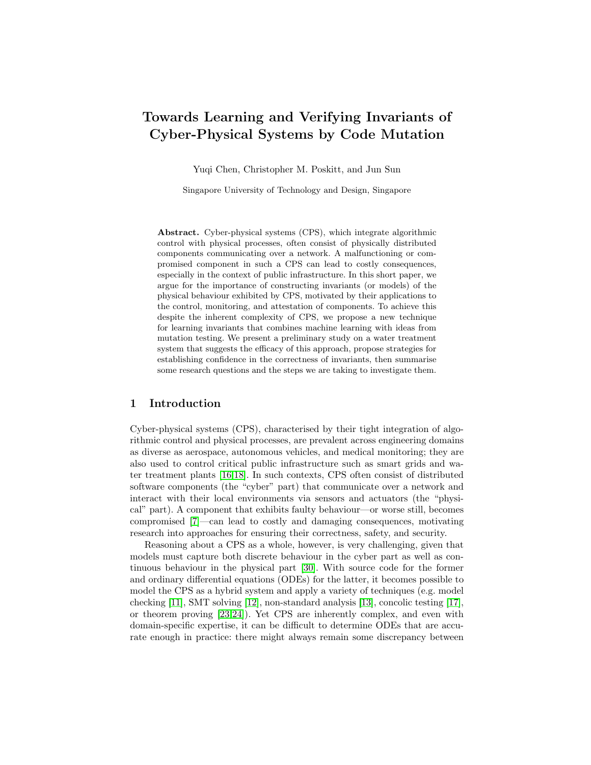# Towards Learning and Verifying Invariants of Cyber-Physical Systems by Code Mutation

Yuqi Chen, Christopher M. Poskitt, and Jun Sun

Singapore University of Technology and Design, Singapore

**Abstract.** Cyber-physical systems (CPS), which integrate algorithmic control with physical processes, often consist of physically distributed components communicating over a network. A malfunctioning or compromised component in such a CPS can lead to costly consequences, especially in the context of public infrastructure. In this short paper, we argue for the importance of constructing invariants (or models) of the physical behaviour exhibited by CPS, motivated by their applications to the control, monitoring, and attestation of components. To achieve this despite the inherent complexity of CPS, we propose a new technique for learning invariants that combines machine learning with ideas from mutation testing. We present a preliminary study on a water treatment system that suggests the efficacy of this approach, propose strategies for establishing confidence in the correctness of invariants, then summarise some research questions and the steps we are taking to investigate them.

## 1 Introduction

Cyber-physical systems (CPS), characterised by their tight integration of algorithmic control and physical processes, are prevalent across engineering domains as diverse as aerospace, autonomous vehicles, and medical monitoring; they are also used to control critical public infrastructure such as smart grids and water treatment plants [16,18]. In such contexts, CPS often consist of distributed software components (the "cyber" part) that communicate over a network and interact with their local environments via sensors and actuators (the "physical" part). A component that exhibits faulty behaviour—or worse still, becomes compromised [7]—can lead to costly and damaging consequences, motivating research into approaches for ensuring their correctness, safety, and security.

Reasoning about a CPS as a whole, however, is very challenging, given that models must capture both discrete behaviour in the cyber part as well as continuous behaviour in the physical part [30]. With source code for the former and ordinary differential equations (ODEs) for the latter, it becomes possible to model the CPS as a hybrid system and apply a variety of techniques (e.g. model checking [11], SMT solving [12], non-standard analysis [13], concolic testing [17], or theorem proving [23,24]). Yet CPS are inherently complex, and even with domain-specific expertise, it can be difficult to determine ODEs that are accurate enough in practice: there might always remain some discrepancy between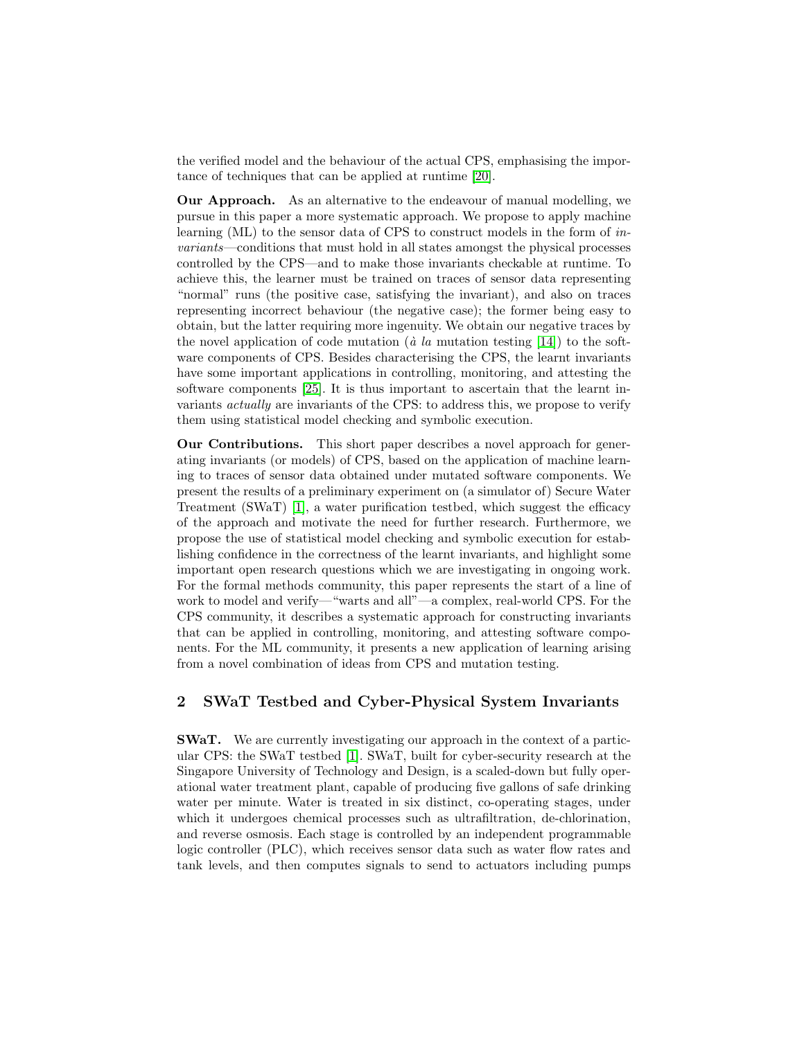the verified model and the behaviour of the actual CPS, emphasising the importance of techniques that can be applied at runtime [20].

**Our Approach.** As an alternative to the endeavour of manual modelling, we pursue in this paper a more systematic approach. We propose to apply machine learning (ML) to the sensor data of CPS to construct models in the form of *invariants*—conditions that must hold in all states amongst the physical processes controlled by the CPS—and to make those invariants checkable at runtime. To achieve this, the learner must be trained on traces of sensor data representing "normal" runs (the positive case, satisfying the invariant), and also on traces representing incorrect behaviour (the negative case); the former being easy to obtain, but the latter requiring more ingenuity. We obtain our negative traces by the novel application of code mutation (*à la* mutation testing [14]) to the software components of CPS. Besides characterising the CPS, the learnt invariants have some important applications in controlling, monitoring, and attesting the software components [25]. It is thus important to ascertain that the learnt invariants *actually* are invariants of the CPS: to address this, we propose to verify them using statistical model checking and symbolic execution.

**Our Contributions.** This short paper describes a novel approach for generating invariants (or models) of CPS, based on the application of machine learning to traces of sensor data obtained under mutated software components. We present the results of a preliminary experiment on (a simulator of) Secure Water Treatment (SWaT) [1], a water purification testbed, which suggest the efficacy of the approach and motivate the need for further research. Furthermore, we propose the use of statistical model checking and symbolic execution for establishing confidence in the correctness of the learnt invariants, and highlight some important open research questions which we are investigating in ongoing work. For the formal methods community, this paper represents the start of a line of work to model and verify—"warts and all"—a complex, real-world CPS. For the CPS community, it describes a systematic approach for constructing invariants that can be applied in controlling, monitoring, and attesting software components. For the ML community, it presents a new application of learning arising from a novel combination of ideas from CPS and mutation testing.

## 2 SWaT Testbed and Cyber-Physical System Invariants

**SWaT.** We are currently investigating our approach in the context of a particular CPS: the SWaT testbed [1]. SWaT, built for cyber-security research at the Singapore University of Technology and Design, is a scaled-down but fully operational water treatment plant, capable of producing five gallons of safe drinking water per minute. Water is treated in six distinct, co-operating stages, under which it undergoes chemical processes such as ultrafiltration, de-chlorination, and reverse osmosis. Each stage is controlled by an independent programmable logic controller (PLC), which receives sensor data such as water flow rates and tank levels, and then computes signals to send to actuators including pumps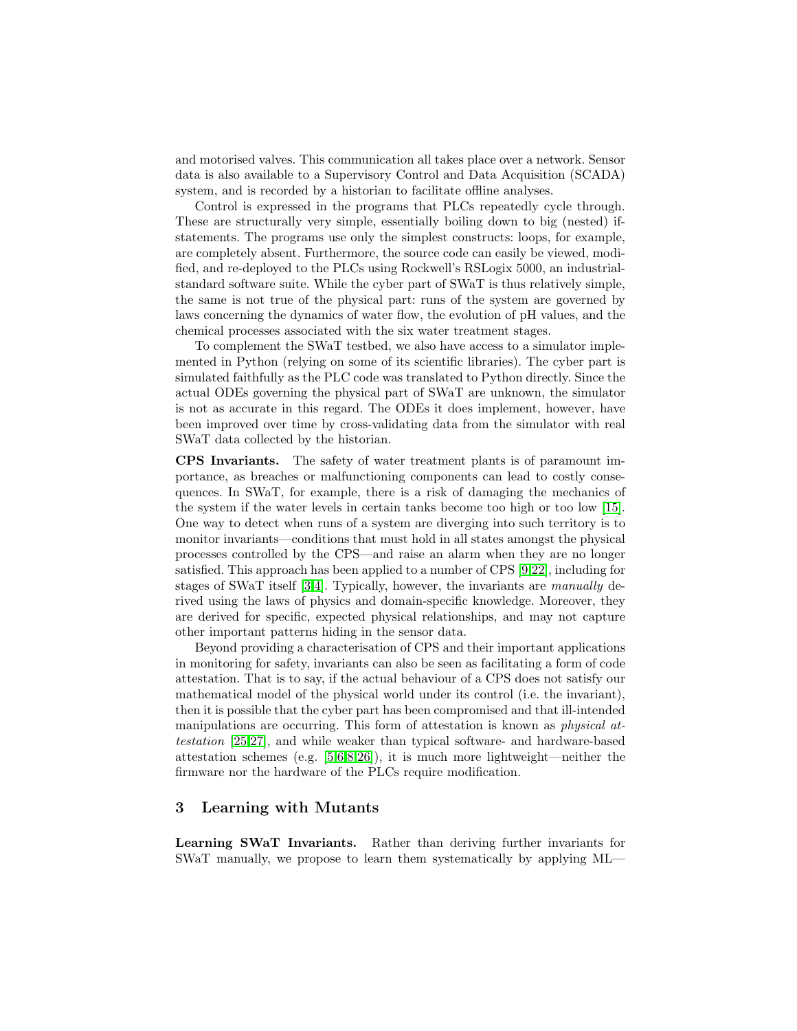and motorised valves. This communication all takes place over a network. Sensor data is also available to a Supervisory Control and Data Acquisition (SCADA) system, and is recorded by a historian to facilitate offline analyses.

Control is expressed in the programs that PLCs repeatedly cycle through. These are structurally very simple, essentially boiling down to big (nested) if-statements. The programs use only the simplest constructs: loops, for example, are completely absent. Furthermore, the source code can easily be viewed, modified, and re-deployed to the PLCs using Rockwell's RSLogix 5000, an industrial-standard software suite. While the cyber part of SWaT is thus relatively simple, the same is not true of the physical part: runs of the system are governed by laws concerning the dynamics of water flow, the evolution of pH values, and the chemical processes associated with the six water treatment stages.

To complement the SWaT testbed, we also have access to a simulator implemented in Python (relying on some of its scientific libraries). The cyber part is simulated faithfully as the PLC code was translated to Python directly. Since the actual ODEs governing the physical part of SWaT are unknown, the simulator is not as accurate in this regard. The ODEs it does implement, however, have been improved over time by cross-validating data from the simulator with real SWaT data collected by the historian.

**CPS Invariants.** The safety of water treatment plants is of paramount importance, as breaches or malfunctioning components can lead to costly consequences. In SWaT, for example, there is a risk of damaging the mechanics of the system if the water levels in certain tanks become too high or too low [15]. One way to detect when runs of a system are diverging into such territory is to monitor invariants—conditions that must hold in all states amongst the physical processes controlled by the CPS—and raise an alarm when they are no longer satisfied. This approach has been applied to a number of CPS [9,22], including for stages of SWaT itself [3,4]. Typically, however, the invariants are *manually* derived using the laws of physics and domain-specific knowledge. Moreover, they are derived for specific, expected physical relationships, and may not capture other important patterns hiding in the sensor data.

Beyond providing a characterisation of CPS and their important applications in monitoring for safety, invariants can also be seen as facilitating a form of code attestation. That is to say, if the actual behaviour of a CPS does not satisfy our mathematical model of the physical world under its control (i.e. the invariant), then it is possible that the cyber part has been compromised and that ill-intended manipulations are occurring. This form of attestation is known as *physical attestation* [25,27], and while weaker than typical software- and hardware-based attestation schemes (e.g. [5,6,8,26]), it is much more lightweight—neither the firmware nor the hardware of the PLCs require modification.

## 3 Learning with Mutants

**Learning SWaT Invariants.** Rather than deriving further invariants for SWaT manually, we propose to learn them systematically by applying ML—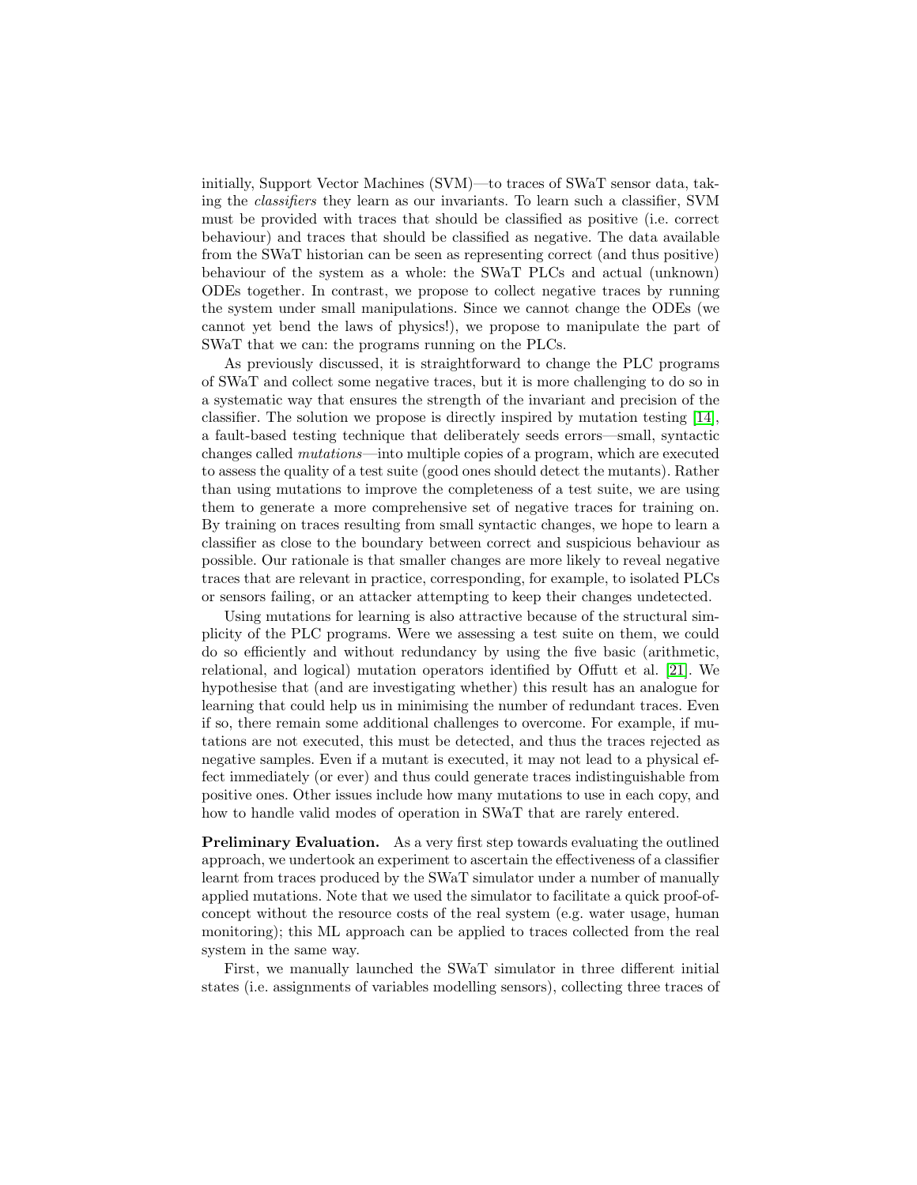initially, Support Vector Machines (SVM)—to traces of SWaT sensor data, taking the *classifiers* they learn as our invariants. To learn such a classifier, SVM must be provided with traces that should be classified as positive (i.e. correct behaviour) and traces that should be classified as negative. The data available from the SWaT historian can be seen as representing correct (and thus positive) behaviour of the system as a whole: the SWaT PLCs and actual (unknown) ODEs together. In contrast, we propose to collect negative traces by running the system under small manipulations. Since we cannot change the ODEs (we cannot yet bend the laws of physics!), we propose to manipulate the part of SWaT that we can: the programs running on the PLCs.

As previously discussed, it is straightforward to change the PLC programs of SWaT and collect some negative traces, but it is more challenging to do so in a systematic way that ensures the strength of the invariant and precision of the classifier. The solution we propose is directly inspired by mutation testing [14], a fault-based testing technique that deliberately seeds errors—small, syntactic changes called *mutations*—into multiple copies of a program, which are executed to assess the quality of a test suite (good ones should detect the mutants). Rather than using mutations to improve the completeness of a test suite, we are using them to generate a more comprehensive set of negative traces for training on. By training on traces resulting from small syntactic changes, we hope to learn a classifier as close to the boundary between correct and suspicious behaviour as possible. Our rationale is that smaller changes are more likely to reveal negative traces that are relevant in practice, corresponding, for example, to isolated PLCs or sensors failing, or an attacker attempting to keep their changes undetected.

Using mutations for learning is also attractive because of the structural simplicity of the PLC programs. Were we assessing a test suite on them, we could do so efficiently and without redundancy by using the five basic (arithmetic, relational, and logical) mutation operators identified by Offutt et al. [21]. We hypothesise that (and are investigating whether) this result has an analogue for learning that could help us in minimising the number of redundant traces. Even if so, there remain some additional challenges to overcome. For example, if mutations are not executed, this must be detected, and thus the traces rejected as negative samples. Even if a mutant is executed, it may not lead to a physical effect immediately (or ever) and thus could generate traces indistinguishable from positive ones. Other issues include how many mutations to use in each copy, and how to handle valid modes of operation in SWaT that are rarely entered.

**Preliminary Evaluation.** As a very first step towards evaluating the outlined approach, we undertook an experiment to ascertain the effectiveness of a classifier learnt from traces produced by the SWaT simulator under a number of manually applied mutations. Note that we used the simulator to facilitate a quick proof-of-concept without the resource costs of the real system (e.g. water usage, human monitoring); this ML approach can be applied to traces collected from the real system in the same way.

First, we manually launched the SWaT simulator in three different initial states (i.e. assignments of variables modelling sensors), collecting three traces of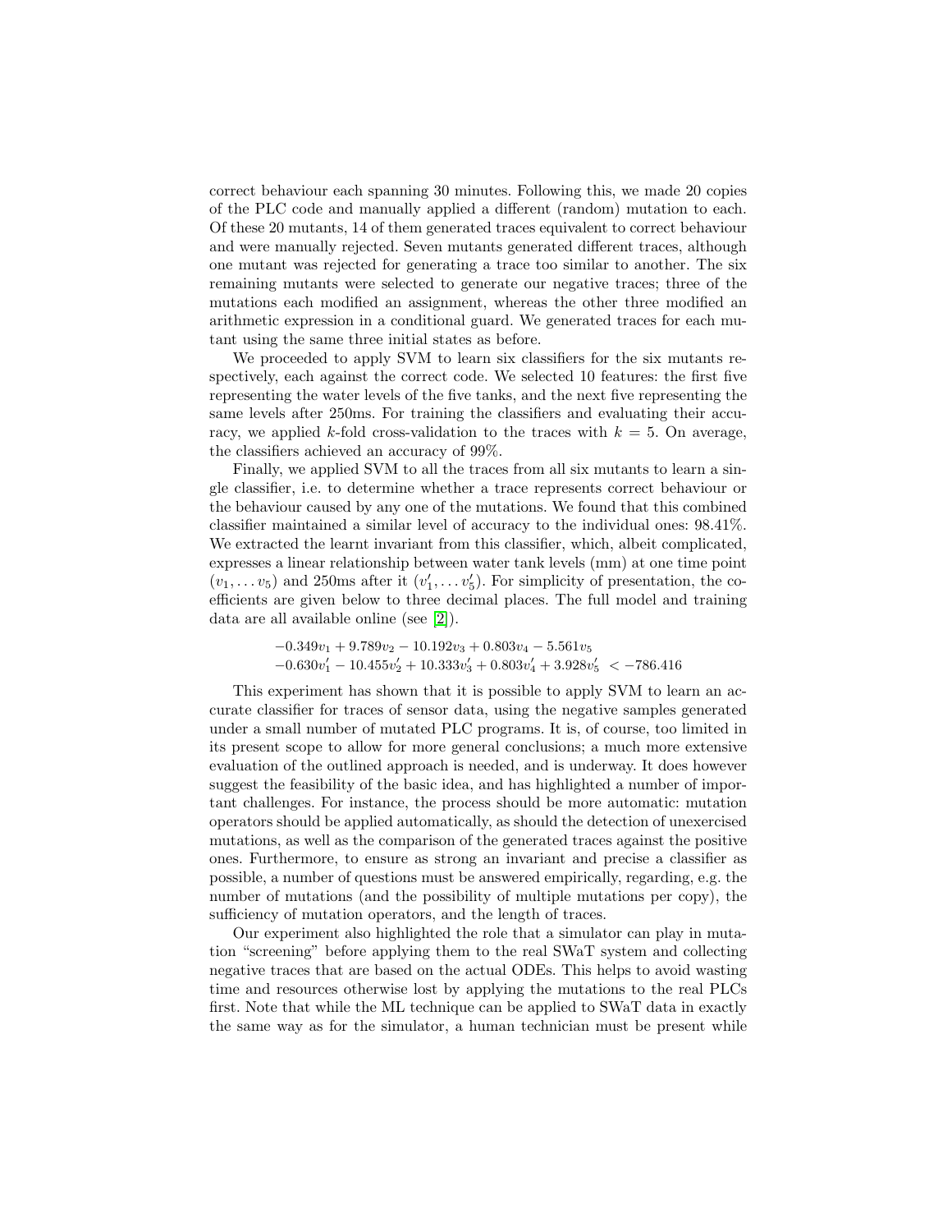correct behaviour each spanning 30 minutes. Following this, we made 20 copies of the PLC code and manually applied a different (random) mutation to each. Of these 20 mutants, 14 of them generated traces equivalent to correct behaviour and were manually rejected. Seven mutants generated different traces, although one mutant was rejected for generating a trace too similar to another. The six remaining mutants were selected to generate our negative traces; three of the mutations each modified an assignment, whereas the other three modified an arithmetic expression in a conditional guard. We generated traces for each mutant using the same three initial states as before.

We proceeded to apply SVM to learn six classifiers for the six mutants respectively, each against the correct code. We selected 10 features: the first five representing the water levels of the five tanks, and the next five representing the same levels after 250ms. For training the classifiers and evaluating their accuracy, we applied $k$-fold cross-validation to the traces with $k = 5$. On average, the classifiers achieved an accuracy of 99%.

Finally, we applied SVM to all the traces from all six mutants to learn a single classifier, i.e. to determine whether a trace represents correct behaviour or the behaviour caused by any one of the mutations. We found that this combined classifier maintained a similar level of accuracy to the individual ones: 98.41%. We extracted the learnt invariant from this classifier, which, albeit complicated, expresses a linear relationship between water tank levels (mm) at one time point $(v_1, \dots v_5)$ and 250ms after it $(v'_1, \dots v'_5)$. For simplicity of presentation, the coefficients are given below to three decimal places. The full model and training data are all available online (see [2]).

$$
\begin{aligned}
&-0.349v_1 + 9.789v_2 - 10.192v_3 + 0.803v_4 - 5.561v_5 \\
&-0.630v'_1 - 10.455v'_2 + 10.333v'_3 + 0.803v'_4 + 3.928v'_5 \;< -786.416
\end{aligned}
$$

This experiment has shown that it is possible to apply SVM to learn an accurate classifier for traces of sensor data, using the negative samples generated under a small number of mutated PLC programs. It is, of course, too limited in its present scope to allow for more general conclusions; a much more extensive evaluation of the outlined approach is needed, and is underway. It does however suggest the feasibility of the basic idea, and has highlighted a number of important challenges. For instance, the process should be more automatic: mutation operators should be applied automatically, as should the detection of unexercised mutations, as well as the comparison of the generated traces against the positive ones. Furthermore, to ensure as strong an invariant and precise a classifier as possible, a number of questions must be answered empirically, regarding, e.g. the number of mutations (and the possibility of multiple mutations per copy), the sufficiency of mutation operators, and the length of traces.

Our experiment also highlighted the role that a simulator can play in mutation "screening" before applying them to the real SWaT system and collecting negative traces that are based on the actual ODEs. This helps to avoid wasting time and resources otherwise lost by applying the mutations to the real PLCs first. Note that while the ML technique can be applied to SWaT data in exactly the same way as for the simulator, a human technician must be present while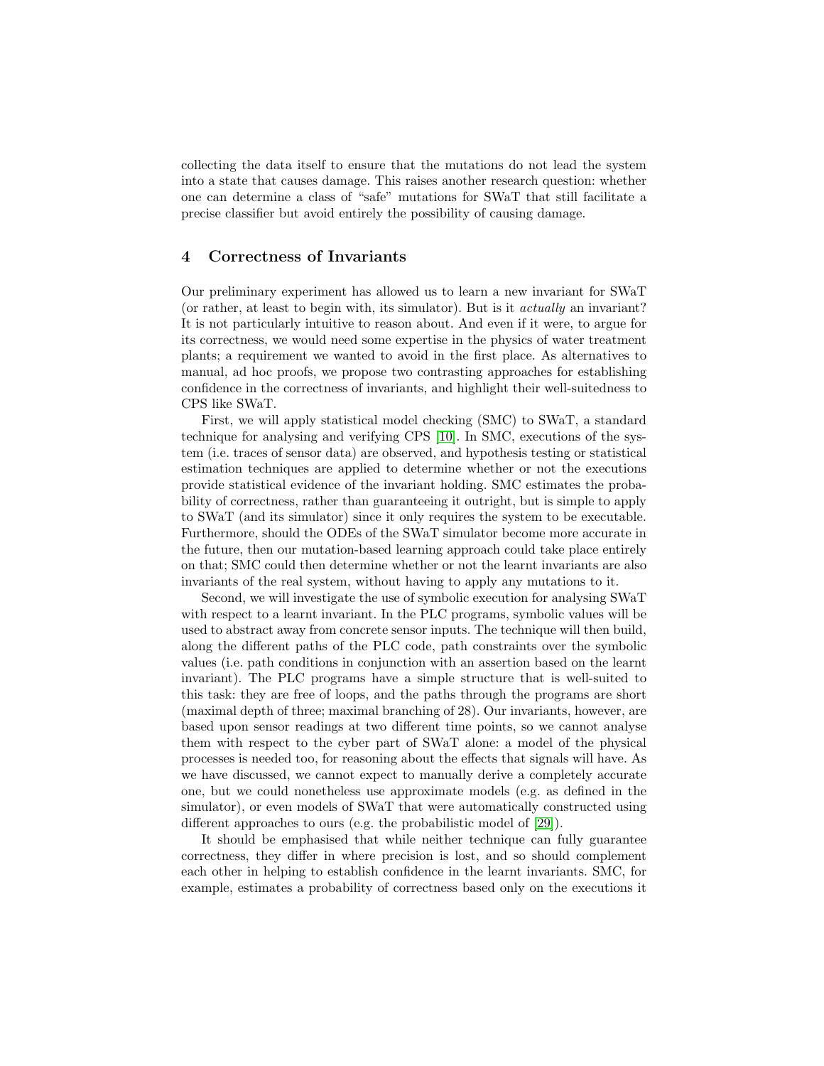collecting the data itself to ensure that the mutations do not lead the system into a state that causes damage. This raises another research question: whether one can determine a class of "safe" mutations for SWaT that still facilitate a precise classifier but avoid entirely the possibility of causing damage.

## 4 Correctness of Invariants

Our preliminary experiment has allowed us to learn a new invariant for SWaT (or rather, at least to begin with, its simulator). But is it *actually* an invariant? It is not particularly intuitive to reason about. And even if it were, to argue for its correctness, we would need some expertise in the physics of water treatment plants; a requirement we wanted to avoid in the first place. As alternatives to manual, ad hoc proofs, we propose two contrasting approaches for establishing confidence in the correctness of invariants, and highlight their well-suitedness to CPS like SWaT.

First, we will apply statistical model checking (SMC) to SWaT, a standard technique for analysing and verifying CPS [10]. In SMC, executions of the system (i.e. traces of sensor data) are observed, and hypothesis testing or statistical estimation techniques are applied to determine whether or not the executions provide statistical evidence of the invariant holding. SMC estimates the probability of correctness, rather than guaranteeing it outright, but is simple to apply to SWaT (and its simulator) since it only requires the system to be executable. Furthermore, should the ODEs of the SWaT simulator become more accurate in the future, then our mutation-based learning approach could take place entirely on that; SMC could then determine whether or not the learnt invariants are also invariants of the real system, without having to apply any mutations to it.

Second, we will investigate the use of symbolic execution for analysing SWaT with respect to a learnt invariant. In the PLC programs, symbolic values will be used to abstract away from concrete sensor inputs. The technique will then build, along the different paths of the PLC code, path constraints over the symbolic values (i.e. path conditions in conjunction with an assertion based on the learnt invariant). The PLC programs have a simple structure that is well-suited to this task: they are free of loops, and the paths through the programs are short (maximal depth of three; maximal branching of 28). Our invariants, however, are based upon sensor readings at two different time points, so we cannot analyse them with respect to the cyber part of SWaT alone: a model of the physical processes is needed too, for reasoning about the effects that signals will have. As we have discussed, we cannot expect to manually derive a completely accurate one, but we could nonetheless use approximate models (e.g. as defined in the simulator), or even models of SWaT that were automatically constructed using different approaches to ours (e.g. the probabilistic model of [29]).

It should be emphasised that while neither technique can fully guarantee correctness, they differ in where precision is lost, and so should complement each other in helping to establish confidence in the learnt invariants. SMC, for example, estimates a probability of correctness based only on the executions it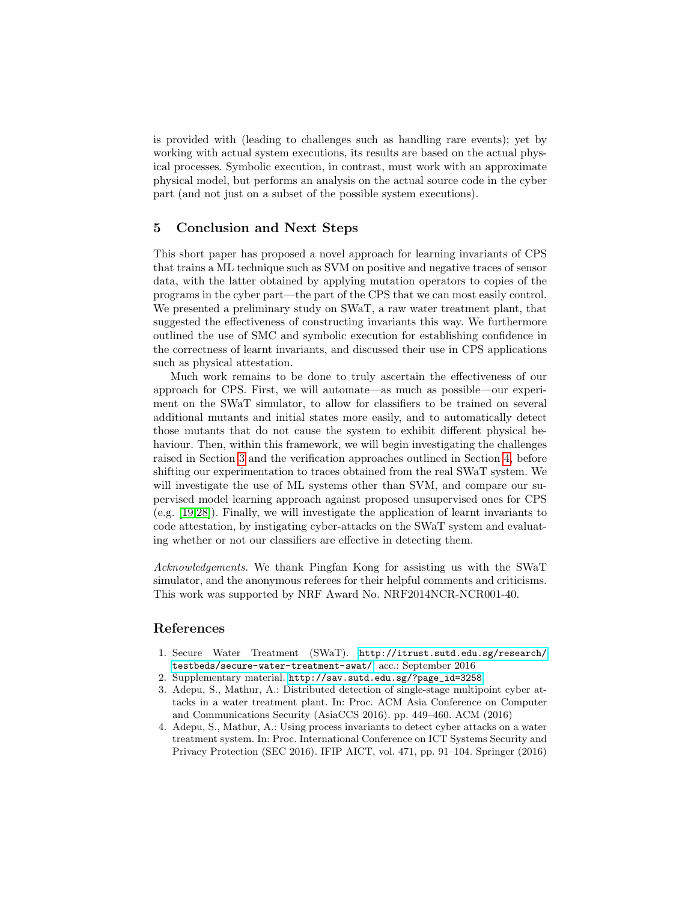is provided with (leading to challenges such as handling rare events); yet by working with actual system executions, its results are based on the actual physical processes. Symbolic execution, in contrast, must work with an approximate physical model, but performs an analysis on the actual source code in the cyber part (and not just on a subset of the possible system executions).

## 5 Conclusion and Next Steps

This short paper has proposed a novel approach for learning invariants of CPS that trains a ML technique such as SVM on positive and negative traces of sensor data, with the latter obtained by applying mutation operators to copies of the programs in the cyber part—the part of the CPS that we can most easily control. We presented a preliminary study on SWaT, a raw water treatment plant, that suggested the effectiveness of constructing invariants this way. We furthermore outlined the use of SMC and symbolic execution for establishing confidence in the correctness of learnt invariants, and discussed their use in CPS applications such as physical attestation.

Much work remains to be done to truly ascertain the effectiveness of our approach for CPS. First, we will automate—as much as possible—our experiment on the SWaT simulator, to allow for classifiers to be trained on several additional mutants and initial states more easily, and to automatically detect those mutants that do not cause the system to exhibit different physical behaviour. Then, within this framework, we will begin investigating the challenges raised in Section 3 and the verification approaches outlined in Section 4, before shifting our experimentation to traces obtained from the real SWaT system. We will investigate the use of ML systems other than SVM, and compare our supervised model learning approach against proposed unsupervised ones for CPS (e.g. [19,28]). Finally, we will investigate the application of learnt invariants to code attestation, by instigating cyber-attacks on the SWaT system and evaluating whether or not our classifiers are effective in detecting them.

*Acknowledgements.* We thank Pingfan Kong for assisting us with the SWaT simulator, and the anonymous referees for their helpful comments and criticisms. This work was supported by NRF Award No. NRF2014NCR-NCR001-40.

## References

1. Secure Water Treatment (SWaT). `http://itrust.sutd.edu.sg/research/testbeds/secure-water-treatment-swat/`, acc.: September 2016
2. Supplementary material. `http://sav.sutd.edu.sg/?page_id=3258`
3. Adepu, S., Mathur, A.: Distributed detection of single-stage multipoint cyber attacks in a water treatment plant. In: Proc. ACM Asia Conference on Computer and Communications Security (AsiaCCS 2016). pp. 449–460. ACM (2016)
4. Adepu, S., Mathur, A.: Using process invariants to detect cyber attacks on a water treatment system. In: Proc. International Conference on ICT Systems Security and Privacy Protection (SEC 2016). IFIP AICT, vol. 471, pp. 91–104. Springer (2016)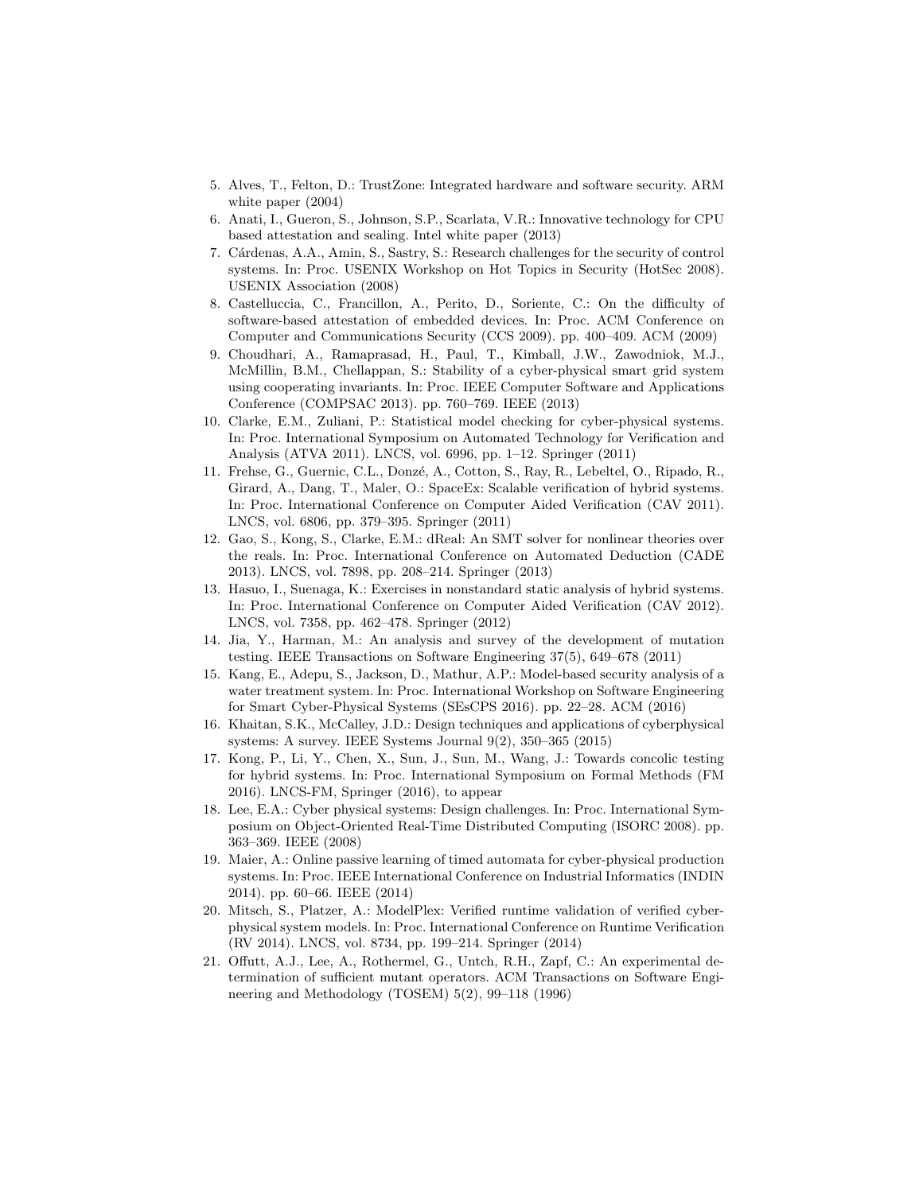5. Alves, T., Felton, D.: TrustZone: Integrated hardware and software security. ARM white paper (2004)
6. Anati, I., Gueron, S., Johnson, S.P., Scarlata, V.R.: Innovative technology for CPU based attestation and sealing. Intel white paper (2013)
7. Cárdenas, A.A., Amin, S., Sastry, S.: Research challenges for the security of control systems. In: Proc. USENIX Workshop on Hot Topics in Security (HotSec 2008). USENIX Association (2008)
8. Castelluccia, C., Francillon, A., Perito, D., Soriente, C.: On the difficulty of software-based attestation of embedded devices. In: Proc. ACM Conference on Computer and Communications Security (CCS 2009). pp. 400–409. ACM (2009)
9. Choudhari, A., Ramaprasad, H., Paul, T., Kimball, J.W., Zawodniok, M.J., McMillin, B.M., Chellappan, S.: Stability of a cyber-physical smart grid system using cooperating invariants. In: Proc. IEEE Computer Software and Applications Conference (COMPSAC 2013). pp. 760–769. IEEE (2013)
10. Clarke, E.M., Zuliani, P.: Statistical model checking for cyber-physical systems. In: Proc. International Symposium on Automated Technology for Verification and Analysis (ATVA 2011). LNCS, vol. 6996, pp. 1–12. Springer (2011)
11. Frehse, G., Guernic, C.L., Donzé, A., Cotton, S., Ray, R., Lebeltel, O., Ripado, R., Girard, A., Dang, T., Maler, O.: SpaceEx: Scalable verification of hybrid systems. In: Proc. International Conference on Computer Aided Verification (CAV 2011). LNCS, vol. 6806, pp. 379–395. Springer (2011)
12. Gao, S., Kong, S., Clarke, E.M.: dReal: An SMT solver for nonlinear theories over the reals. In: Proc. International Conference on Automated Deduction (CADE 2013). LNCS, vol. 7898, pp. 208–214. Springer (2013)
13. Hasuo, I., Suenaga, K.: Exercises in nonstandard static analysis of hybrid systems. In: Proc. International Conference on Computer Aided Verification (CAV 2012). LNCS, vol. 7358, pp. 462–478. Springer (2012)
14. Jia, Y., Harman, M.: An analysis and survey of the development of mutation testing. IEEE Transactions on Software Engineering 37(5), 649–678 (2011)
15. Kang, E., Adepu, S., Jackson, D., Mathur, A.P.: Model-based security analysis of a water treatment system. In: Proc. International Workshop on Software Engineering for Smart Cyber-Physical Systems (SEsCPS 2016). pp. 22–28. ACM (2016)
16. Khaitan, S.K., McCalley, J.D.: Design techniques and applications of cyberphysical systems: A survey. IEEE Systems Journal 9(2), 350–365 (2015)
17. Kong, P., Li, Y., Chen, X., Sun, J., Sun, M., Wang, J.: Towards concolic testing for hybrid systems. In: Proc. International Symposium on Formal Methods (FM 2016). LNCS-FM, Springer (2016), to appear
18. Lee, E.A.: Cyber physical systems: Design challenges. In: Proc. International Symposium on Object-Oriented Real-Time Distributed Computing (ISORC 2008). pp. 363–369. IEEE (2008)
19. Maier, A.: Online passive learning of timed automata for cyber-physical production systems. In: Proc. IEEE International Conference on Industrial Informatics (INDIN 2014). pp. 60–66. IEEE (2014)
20. Mitsch, S., Platzer, A.: ModelPlex: Verified runtime validation of verified cyber-physical system models. In: Proc. International Conference on Runtime Verification (RV 2014). LNCS, vol. 8734, pp. 199–214. Springer (2014)
21. Offutt, A.J., Lee, A., Rothermel, G., Untch, R.H., Zapf, C.: An experimental determination of sufficient mutant operators. ACM Transactions on Software Engineering and Methodology (TOSEM) 5(2), 99–118 (1996)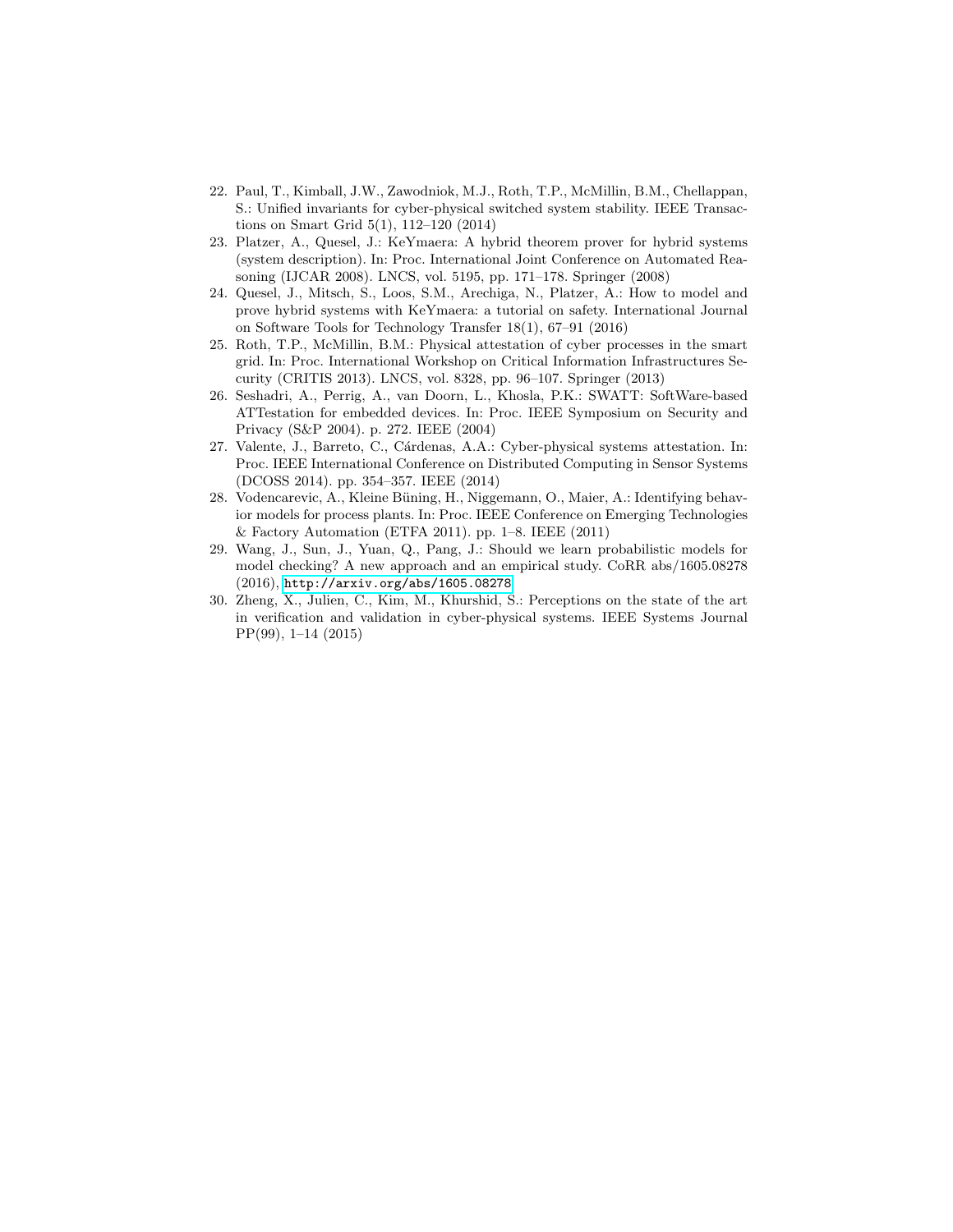22. Paul, T., Kimball, J.W., Zawodniok, M.J., Roth, T.P., McMillin, B.M., Chellappan, S.: Unified invariants for cyber-physical switched system stability. IEEE Transactions on Smart Grid 5(1), 112–120 (2014)
23. Platzer, A., Quesel, J.: KeYmaera: A hybrid theorem prover for hybrid systems (system description). In: Proc. International Joint Conference on Automated Reasoning (IJCAR 2008). LNCS, vol. 5195, pp. 171–178. Springer (2008)
24. Quesel, J., Mitsch, S., Loos, S.M., Arechiga, N., Platzer, A.: How to model and prove hybrid systems with KeYmaera: a tutorial on safety. International Journal on Software Tools for Technology Transfer 18(1), 67–91 (2016)
25. Roth, T.P., McMillin, B.M.: Physical attestation of cyber processes in the smart grid. In: Proc. International Workshop on Critical Information Infrastructures Security (CRITIS 2013). LNCS, vol. 8328, pp. 96–107. Springer (2013)
26. Seshadri, A., Perrig, A., van Doorn, L., Khosla, P.K.: SWATT: SoftWare-based ATTestation for embedded devices. In: Proc. IEEE Symposium on Security and Privacy (S&P 2004). p. 272. IEEE (2004)
27. Valente, J., Barreto, C., Cárdenas, A.A.: Cyber-physical systems attestation. In: Proc. IEEE International Conference on Distributed Computing in Sensor Systems (DCOSS 2014). pp. 354–357. IEEE (2014)
28. Vodencarevic, A., Kleine Büning, H., Niggemann, O., Maier, A.: Identifying behavior models for process plants. In: Proc. IEEE Conference on Emerging Technologies & Factory Automation (ETFA 2011). pp. 1–8. IEEE (2011)
29. Wang, J., Sun, J., Yuan, Q., Pang, J.: Should we learn probabilistic models for model checking? A new approach and an empirical study. CoRR abs/1605.08278 (2016), http://arxiv.org/abs/1605.08278
30. Zheng, X., Julien, C., Kim, M., Khurshid, S.: Perceptions on the state of the art in verification and validation in cyber-physical systems. IEEE Systems Journal PP(99), 1–14 (2015)